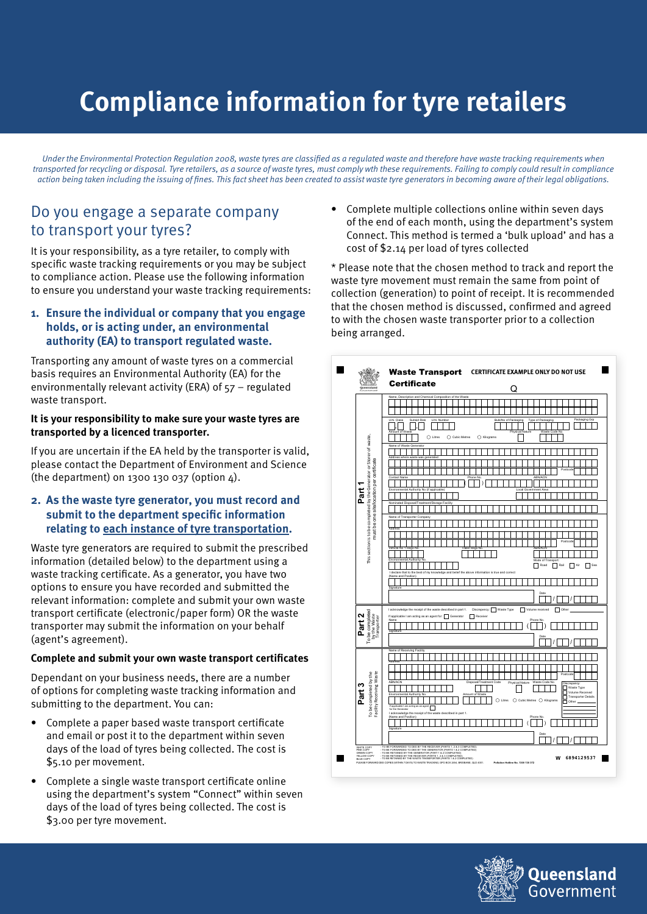# Compliance information for tyre retailers

*Under the Environmental Protection Regulation 2008, waste tyres are classified as a regulated waste and therefore have waste tracking requirements when transported for recycling or disposal. Tyre retailers, as a source of waste tyres, must comply wth these requirements. Failing to comply could result in compliance action being taken including the issuing of fines. This fact sheet has been created to assist waste tyre generators in becoming aware of their legal obligations.*

## Do you engage a separate company to transport your tyres?

It is your responsibility, as a tyre retailer, to comply with specific waste tracking requirements or you may be subject to compliance action. Please use the following information to ensure you understand your waste tracking requirements:

### 1. Ensure the individual or company that you engage holds, or is acting under, an environmental authority (EA) to transport regulated waste.

Transporting any amount of waste tyres on a commercial basis requires an Environmental Authority (EA) for the environmentally relevant activity (ERA) of 57 – regulated waste transport.

**It is your responsibility to make sure your waste tyres are transported by a licenced transporter.**

If you are uncertain if the EA held by the transporter is valid, please contact the Department of Environment and Science (the department) on 1300 130 037 (option 4).

### 2. As the waste tyre generator, you must record and submit to the department specific information relating to each instance of tyre transportation.

Waste tyre generators are required to submit the prescribed information (detailed below) to the department using a waste tracking certificate. As a generator, you have two options to ensure you have recorded and submitted the relevant information: complete and submit your own waste transport certificate (electronic/paper form) OR the waste transporter may submit the information on your behalf (agent's agreement).

**Complete and submit your own waste transport certificates**

Dependant on your business needs, there are a number of options for completing waste tracking information and submitting to the department. You can:

- Complete a paper based waste transport certificate and email or post it to the department within seven days of the load of tyres being collected. The cost is $5.10 per movement.
- Complete a single waste transport certificate online using the department's system "Connect" within seven days of the load of tyres being collected. The cost is $3.00 per tyre movement.
- Complete multiple collections online within seven days of the end of each month, using the department's system Connect. This method is termed a 'bulk upload' and has a cost of $2.14 per load of tyres collected

* Please note that the chosen method to track and report the waste tyre movement must remain the same from point of collection (generation) to point of receipt. It is recommended that the chosen method is discussed, confirmed and agreed to with the chosen waste transporter prior to a collection being arranged.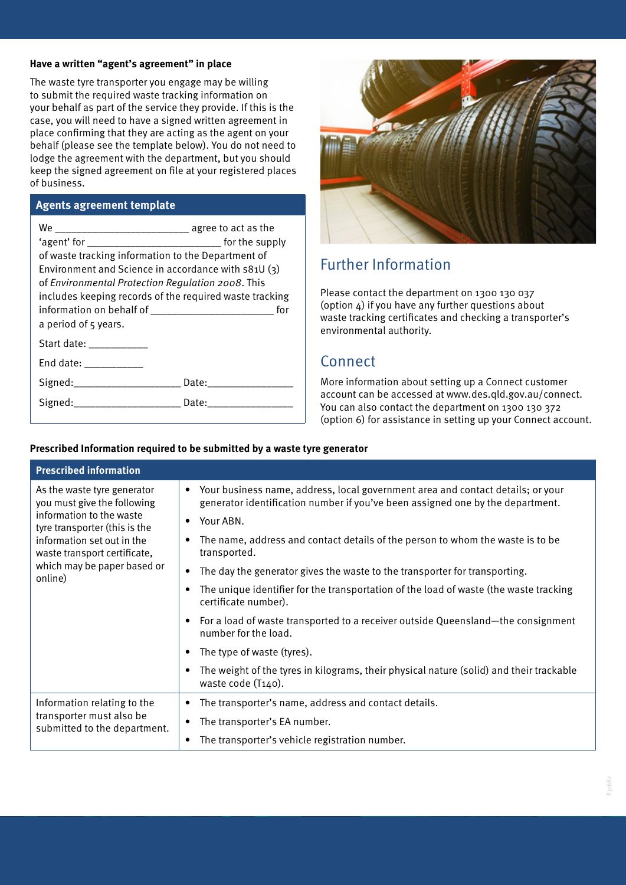**Have a written "agent's agreement" in place**

The waste tyre transporter you engage may be willing to submit the required waste tracking information on your behalf as part of the service they provide. If this is the case, you will need to have a signed written agreement in place confirming that they are acting as the agent on your behalf (please see the template below). You do not need to lodge the agreement with the department, but you should keep the signed agreement on file at your registered places of business.

## Agents agreement template

We ________________________ agree to act as the 'agent' for ________________________ for the supply of waste tracking information to the Department of Environment and Science in accordance with s81U (3) of *Environmental Protection Regulation 2008*. This includes keeping records of the required waste tracking information on behalf of ______________________ for a period of 5 years.

Start date: ___________

End date: ___________

Signed:____________________ Date:________________

Signed:____________________ Date:________________

## Further Information

Please contact the department on 1300 130 037 (option 4) if you have any further questions about waste tracking certificates and checking a transporter's environmental authority.

## Connect

More information about setting up a Connect customer account can be accessed at www.des.qld.gov.au/connect. You can also contact the department on 1300 130 372 (option 6) for assistance in setting up your Connect account.

**Prescribed Information required to be submitted by a waste tyre generator**

| Prescribed information | |
|---|---|
| As the waste tyre generator you must give the following information to the waste tyre transporter (this is the information set out in the waste transport certificate, which may be paper based or online) | • Your business name, address, local government area and contact details; or your generator identification number if you've been assigned one by the department.<br>• Your ABN.<br>• The name, address and contact details of the person to whom the waste is to be transported.<br>• The day the generator gives the waste to the transporter for transporting.<br>• The unique identifier for the transportation of the load of waste (the waste tracking certificate number).<br>• For a load of waste transported to a receiver outside Queensland—the consignment number for the load.<br>• The type of waste (tyres).<br>• The weight of the tyres in kilograms, their physical nature (solid) and their trackable waste code (T140). |
| Information relating to the transporter must also be submitted to the department. | • The transporter's name, address and contact details.<br>• The transporter's EA number.<br>• The transporter's vehicle registration number. |